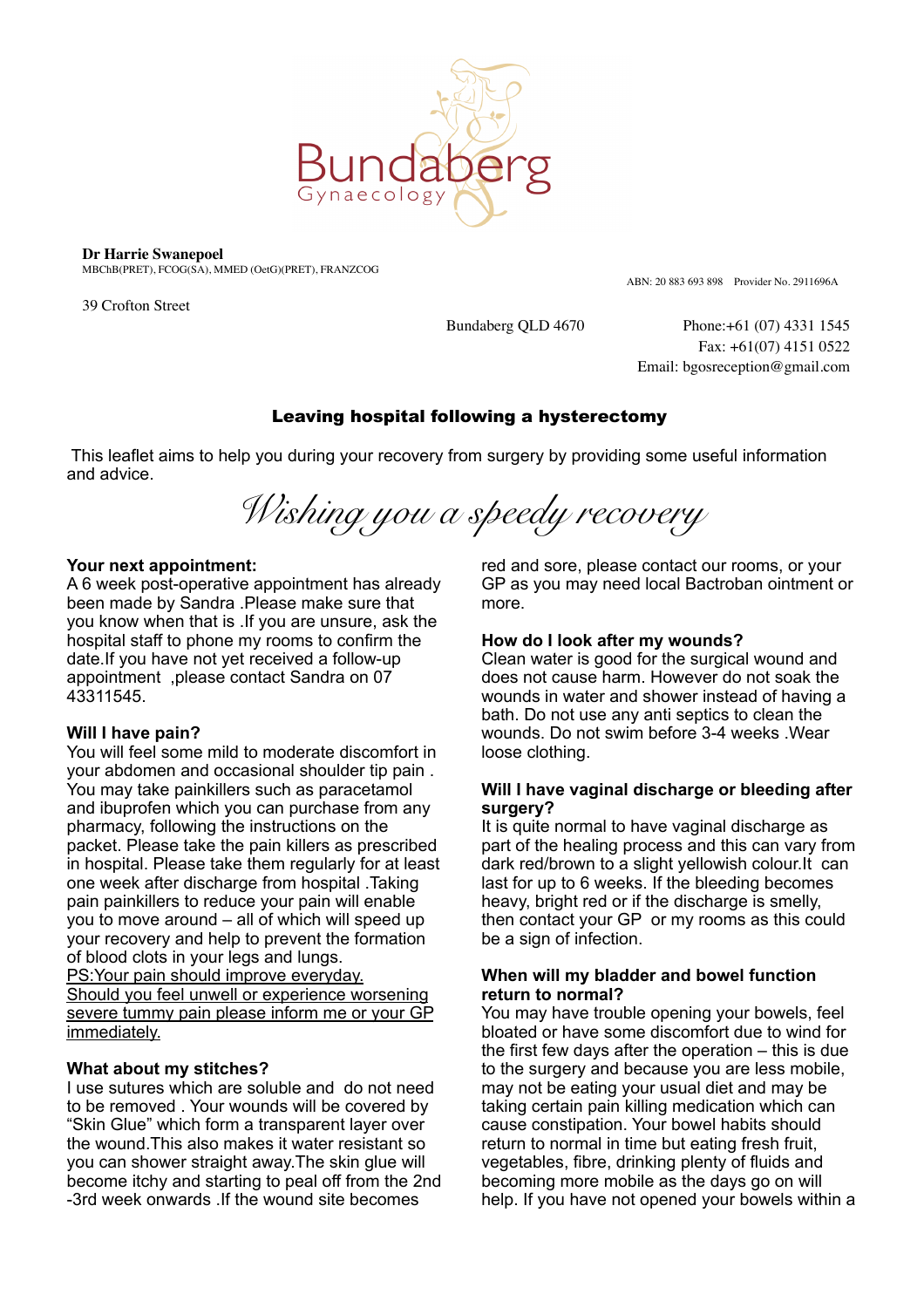Bundaberg
Gynaecology

**Dr Harrie Swanepoel**
MBChB(PRET), FCOG(SA), MMED (OetG)(PRET), FRANZCOG

ABN: 20 883 693 898 Provider No. 2911696A

39 Crofton Street
Bundaberg QLD 4670

Phone:+61 (07) 4331 1545
Fax: +61(07) 4151 0522
Email: bgosreception@gmail.com

## Leaving hospital following a hysterectomy

This leaflet aims to help you during your recovery from surgery by providing some useful information and advice.

*Wishing you a speedy recovery*

**Your next appointment:**
A 6 week post-operative appointment has already been made by Sandra .Please make sure that you know when that is .If you are unsure, ask the hospital staff to phone my rooms to confirm the date.If you have not yet received a follow-up appointment ,please contact Sandra on 07 43311545.

**Will I have pain?**
You will feel some mild to moderate discomfort in your abdomen and occasional shoulder tip pain . You may take painkillers such as paracetamol and ibuprofen which you can purchase from any pharmacy, following the instructions on the packet. Please take the pain killers as prescribed in hospital. Please take them regularly for at least one week after discharge from hospital .Taking pain painkillers to reduce your pain will enable you to move around – all of which will speed up your recovery and help to prevent the formation of blood clots in your legs and lungs.
<u>PS:Your pain should improve everyday. Should you feel unwell or experience worsening severe tummy pain please inform me or your GP immediately.</u>

**What about my stitches?**
I use sutures which are soluble and do not need to be removed . Your wounds will be covered by "Skin Glue" which form a transparent layer over the wound.This also makes it water resistant so you can shower straight away.The skin glue will become itchy and starting to peal off from the 2nd -3rd week onwards .If the wound site becomes red and sore, please contact our rooms, or your GP as you may need local Bactroban ointment or more.

**How do I look after my wounds?**
Clean water is good for the surgical wound and does not cause harm. However do not soak the wounds in water and shower instead of having a bath. Do not use any anti septics to clean the wounds. Do not swim before 3-4 weeks .Wear loose clothing.

**Will I have vaginal discharge or bleeding after surgery?**
It is quite normal to have vaginal discharge as part of the healing process and this can vary from dark red/brown to a slight yellowish colour.It can last for up to 6 weeks. If the bleeding becomes heavy, bright red or if the discharge is smelly, then contact your GP or my rooms as this could be a sign of infection.

**When will my bladder and bowel function return to normal?**
You may have trouble opening your bowels, feel bloated or have some discomfort due to wind for the first few days after the operation – this is due to the surgery and because you are less mobile, may not be eating your usual diet and may be taking certain pain killing medication which can cause constipation. Your bowel habits should return to normal in time but eating fresh fruit, vegetables, fibre, drinking plenty of fluids and becoming more mobile as the days go on will help. If you have not opened your bowels within a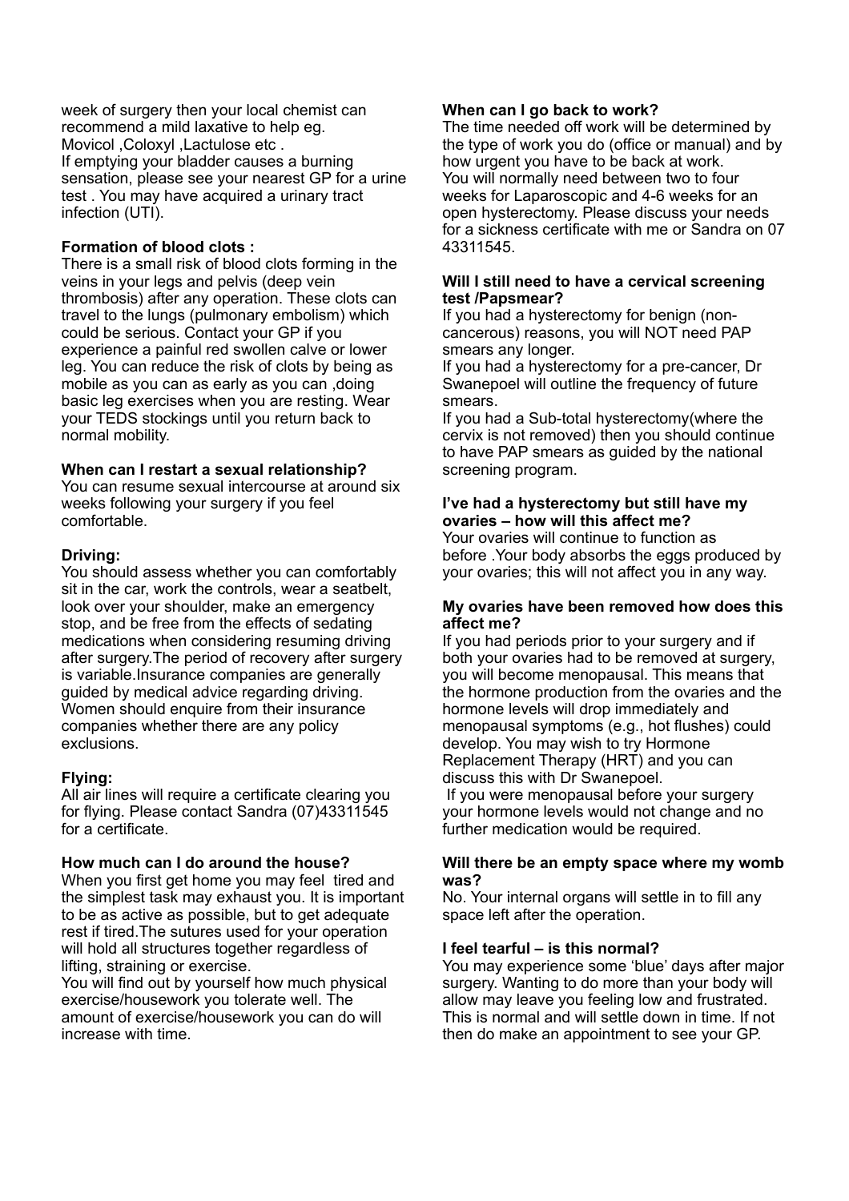week of surgery then your local chemist can recommend a mild laxative to help eg. Movicol ,Coloxyl ,Lactulose etc .
If emptying your bladder causes a burning sensation, please see your nearest GP for a urine test . You may have acquired a urinary tract infection (UTI).

**Formation of blood clots :**

There is a small risk of blood clots forming in the veins in your legs and pelvis (deep vein thrombosis) after any operation. These clots can travel to the lungs (pulmonary embolism) which could be serious. Contact your GP if you experience a painful red swollen calve or lower leg. You can reduce the risk of clots by being as mobile as you can as early as you can ,doing basic leg exercises when you are resting. Wear your TEDS stockings until you return back to normal mobility.

**When can I restart a sexual relationship?**

You can resume sexual intercourse at around six weeks following your surgery if you feel comfortable.

**Driving:**

You should assess whether you can comfortably sit in the car, work the controls, wear a seatbelt, look over your shoulder, make an emergency stop, and be free from the effects of sedating medications when considering resuming driving after surgery.The period of recovery after surgery is variable.Insurance companies are generally guided by medical advice regarding driving. Women should enquire from their insurance companies whether there are any policy exclusions.

**Flying:**

All air lines will require a certificate clearing you for flying. Please contact Sandra (07)43311545 for a certificate.

**How much can I do around the house?**

When you first get home you may feel tired and the simplest task may exhaust you. It is important to be as active as possible, but to get adequate rest if tired.The sutures used for your operation will hold all structures together regardless of lifting, straining or exercise.
You will find out by yourself how much physical exercise/housework you tolerate well. The amount of exercise/housework you can do will increase with time.

**When can I go back to work?**

The time needed off work will be determined by the type of work you do (office or manual) and by how urgent you have to be back at work.
You will normally need between two to four weeks for Laparoscopic and 4-6 weeks for an open hysterectomy. Please discuss your needs for a sickness certificate with me or Sandra on 07 43311545.

**Will I still need to have a cervical screening test /Papsmear?**

If you had a hysterectomy for benign (non-cancerous) reasons, you will NOT need PAP smears any longer.
If you had a hysterectomy for a pre-cancer, Dr Swanepoel will outline the frequency of future smears.
If you had a Sub-total hysterectomy(where the cervix is not removed) then you should continue to have PAP smears as guided by the national screening program.

**I've had a hysterectomy but still have my ovaries – how will this affect me?**

Your ovaries will continue to function as before .Your body absorbs the eggs produced by your ovaries; this will not affect you in any way.

**My ovaries have been removed how does this affect me?**

If you had periods prior to your surgery and if both your ovaries had to be removed at surgery, you will become menopausal. This means that the hormone production from the ovaries and the hormone levels will drop immediately and menopausal symptoms (e.g., hot flushes) could develop. You may wish to try Hormone Replacement Therapy (HRT) and you can discuss this with Dr Swanepoel.
If you were menopausal before your surgery your hormone levels would not change and no further medication would be required.

**Will there be an empty space where my womb was?**

No. Your internal organs will settle in to fill any space left after the operation.

**I feel tearful – is this normal?**

You may experience some 'blue' days after major surgery. Wanting to do more than your body will allow may leave you feeling low and frustrated. This is normal and will settle down in time. If not then do make an appointment to see your GP.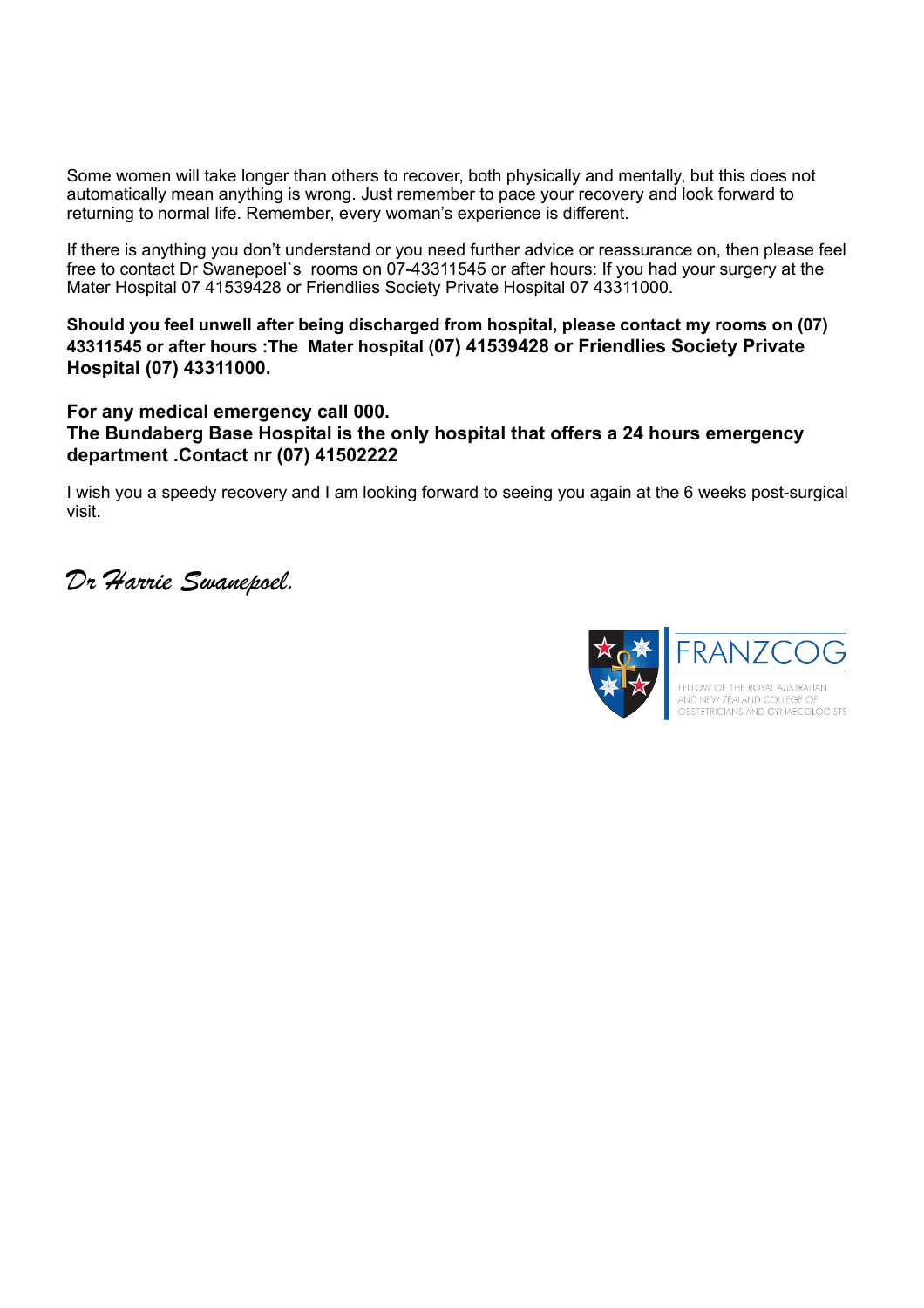Some women will take longer than others to recover, both physically and mentally, but this does not automatically mean anything is wrong. Just remember to pace your recovery and look forward to returning to normal life. Remember, every woman's experience is different.

If there is anything you don't understand or you need further advice or reassurance on, then please feel free to contact Dr Swanepoel`s rooms on 07-43311545 or after hours: If you had your surgery at the Mater Hospital 07 41539428 or Friendlies Society Private Hospital 07 43311000.

**Should you feel unwell after being discharged from hospital, please contact my rooms on (07) 43311545 or after hours :The Mater hospital (07) 41539428 or Friendlies Society Private Hospital (07) 43311000.**

**For any medical emergency call 000.**
**The Bundaberg Base Hospital is the only hospital that offers a 24 hours emergency department .Contact nr (07) 41502222**

I wish you a speedy recovery and I am looking forward to seeing you again at the 6 weeks post-surgical visit.

*Dr Harrie Swanepoel.*

FRANZCOG

FELLOW OF THE ROYAL AUSTRALIAN AND NEW ZEALAND COLLEGE OF OBSTETRICIANS AND GYNAECOLOGISTS